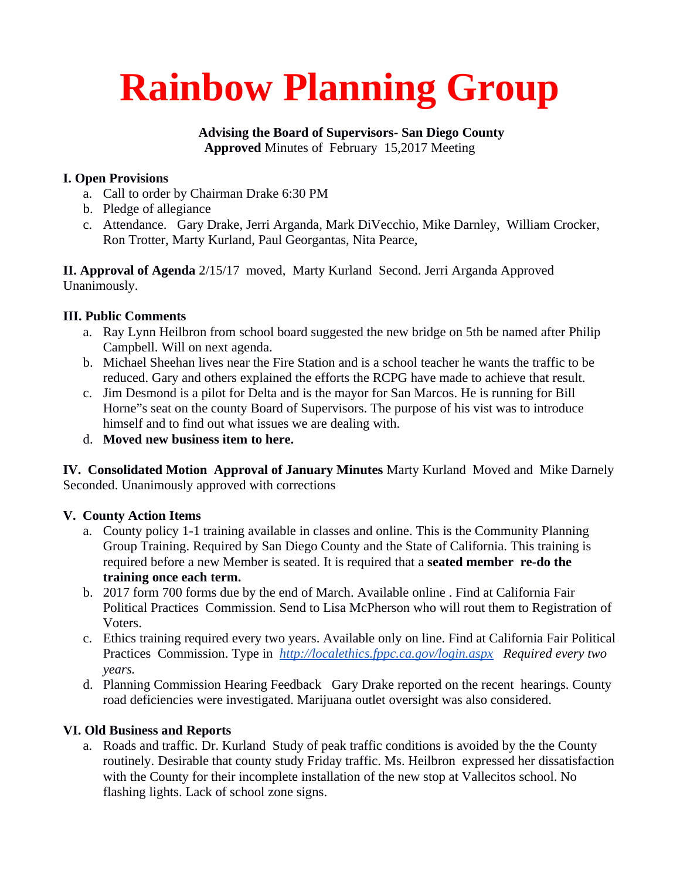# Rainbow Planning Group

**Advising the Board of Supervisors- San Diego County**
**Approved** Minutes of February 15,2017 Meeting

**I. Open Provisions**

a. Call to order by Chairman Drake 6:30 PM
b. Pledge of allegiance
c. Attendance. Gary Drake, Jerri Arganda, Mark DiVecchio, Mike Darnley, William Crocker, Ron Trotter, Marty Kurland, Paul Georgantas, Nita Pearce,

**II. Approval of Agenda** 2/15/17 moved, Marty Kurland Second. Jerri Arganda Approved Unanimously.

**III. Public Comments**

a. Ray Lynn Heilbron from school board suggested the new bridge on 5th be named after Philip Campbell. Will on next agenda.
b. Michael Sheehan lives near the Fire Station and is a school teacher he wants the traffic to be reduced. Gary and others explained the efforts the RCPG have made to achieve that result.
c. Jim Desmond is a pilot for Delta and is the mayor for San Marcos. He is running for Bill Horne"s seat on the county Board of Supervisors. The purpose of his vist was to introduce himself and to find out what issues we are dealing with.
d. **Moved new business item to here.**

**IV. Consolidated Motion Approval of January Minutes** Marty Kurland Moved and Mike Darnely Seconded. Unanimously approved with corrections

**V. County Action Items**

a. County policy 1-1 training available in classes and online. This is the Community Planning Group Training. Required by San Diego County and the State of California. This training is required before a new Member is seated. It is required that a **seated member re-do the training once each term.**
b. 2017 form 700 forms due by the end of March. Available online . Find at California Fair Political Practices Commission. Send to Lisa McPherson who will rout them to Registration of Voters.
c. Ethics training required every two years. Available only on line. Find at California Fair Political Practices Commission. Type in *http://localethics.fppc.ca.gov/login.aspx* *Required every two years.*
d. Planning Commission Hearing Feedback Gary Drake reported on the recent hearings. County road deficiencies were investigated. Marijuana outlet oversight was also considered.

**VI. Old Business and Reports**

a. Roads and traffic. Dr. Kurland Study of peak traffic conditions is avoided by the the County routinely. Desirable that county study Friday traffic. Ms. Heilbron expressed her dissatisfaction with the County for their incomplete installation of the new stop at Vallecitos school. No flashing lights. Lack of school zone signs.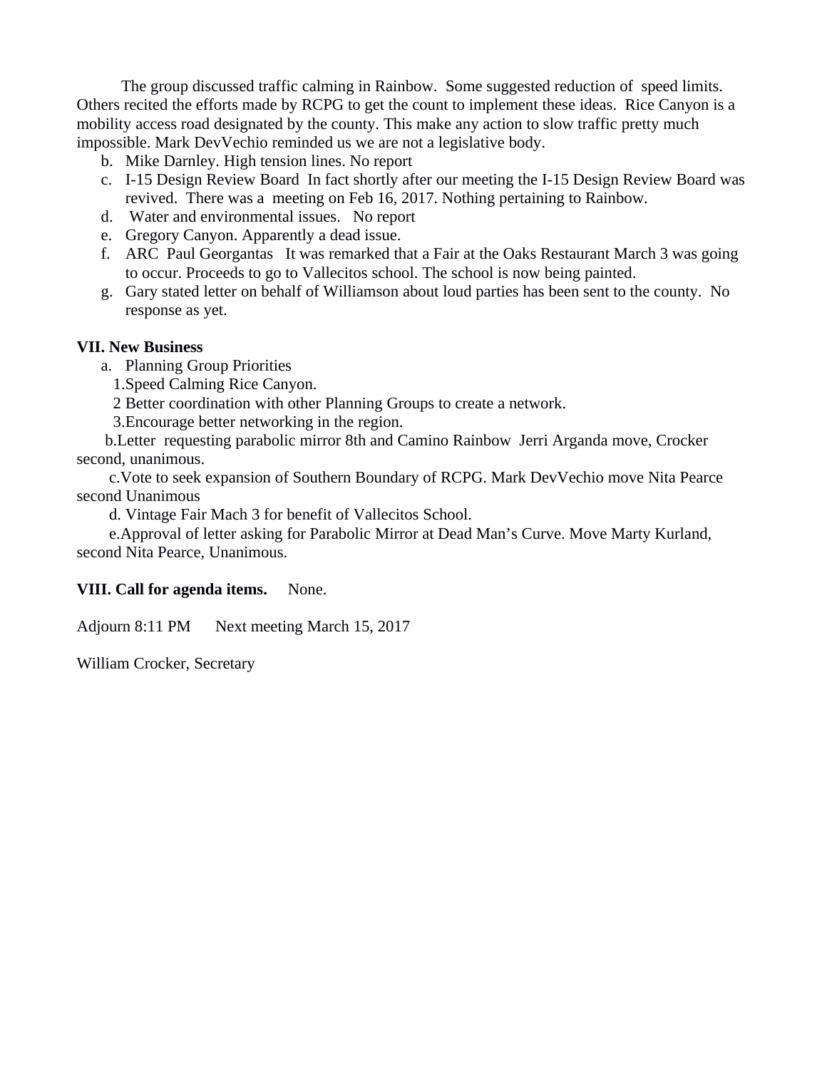The group discussed traffic calming in Rainbow. Some suggested reduction of speed limits. Others recited the efforts made by RCPG to get the count to implement these ideas. Rice Canyon is a mobility access road designated by the county. This make any action to slow traffic pretty much impossible. Mark DevVechio reminded us we are not a legislative body.

b. Mike Darnley. High tension lines. No report
c. I-15 Design Review Board In fact shortly after our meeting the I-15 Design Review Board was revived. There was a meeting on Feb 16, 2017. Nothing pertaining to Rainbow.
d. Water and environmental issues. No report
e. Gregory Canyon. Apparently a dead issue.
f. ARC Paul Georgantas It was remarked that a Fair at the Oaks Restaurant March 3 was going to occur. Proceeds to go to Vallecitos school. The school is now being painted.
g. Gary stated letter on behalf of Williamson about loud parties has been sent to the county. No response as yet.

**VII. New Business**

a. Planning Group Priorities
   1. Speed Calming Rice Canyon.
   2 Better coordination with other Planning Groups to create a network.
   3. Encourage better networking in the region.

b. Letter requesting parabolic mirror 8th and Camino Rainbow Jerri Arganda move, Crocker second, unanimous.

c. Vote to seek expansion of Southern Boundary of RCPG. Mark DevVechio move Nita Pearce second Unanimous

d. Vintage Fair Mach 3 for benefit of Vallecitos School.

e. Approval of letter asking for Parabolic Mirror at Dead Man's Curve. Move Marty Kurland, second Nita Pearce, Unanimous.

**VIII. Call for agenda items.** None.

Adjourn 8:11 PM  Next meeting March 15, 2017

William Crocker, Secretary